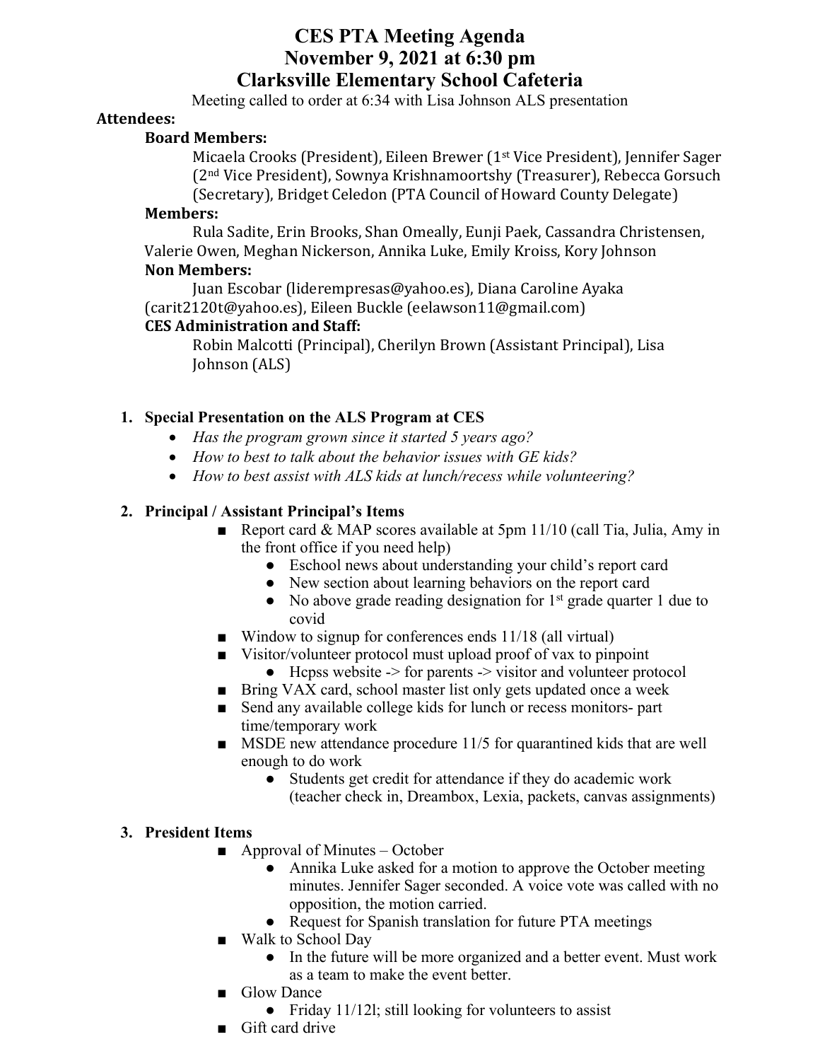# CES PTA Meeting Agenda
# November 9, 2021 at 6:30 pm
# Clarksville Elementary School Cafeteria

Meeting called to order at 6:34 with Lisa Johnson ALS presentation

**Attendees:**

**Board Members:**

Micaela Crooks (President), Eileen Brewer (1st Vice President), Jennifer Sager (2nd Vice President), Sownya Krishnamoortshy (Treasurer), Rebecca Gorsuch (Secretary), Bridget Celedon (PTA Council of Howard County Delegate)

**Members:**

Rula Sadite, Erin Brooks, Shan Omeally, Eunji Paek, Cassandra Christensen, Valerie Owen, Meghan Nickerson, Annika Luke, Emily Kroiss, Kory Johnson

**Non Members:**

Juan Escobar (liderempresas@yahoo.es), Diana Caroline Ayaka (carit2120t@yahoo.es), Eileen Buckle (eelawson11@gmail.com)

**CES Administration and Staff:**

Robin Malcotti (Principal), Cherilyn Brown (Assistant Principal), Lisa Johnson (ALS)

1. **Special Presentation on the ALS Program at CES**
   - *Has the program grown since it started 5 years ago?*
   - *How to best to talk about the behavior issues with GE kids?*
   - *How to best assist with ALS kids at lunch/recess while volunteering?*

2. **Principal / Assistant Principal's Items**
   - Report card & MAP scores available at 5pm 11/10 (call Tia, Julia, Amy in the front office if you need help)
     - Eschool news about understanding your child's report card
     - New section about learning behaviors on the report card
     - No above grade reading designation for 1st grade quarter 1 due to covid
   - Window to signup for conferences ends 11/18 (all virtual)
   - Visitor/volunteer protocol must upload proof of vax to pinpoint
     - Hcpss website -> for parents -> visitor and volunteer protocol
   - Bring VAX card, school master list only gets updated once a week
   - Send any available college kids for lunch or recess monitors- part time/temporary work
   - MSDE new attendance procedure 11/5 for quarantined kids that are well enough to do work
     - Students get credit for attendance if they do academic work (teacher check in, Dreambox, Lexia, packets, canvas assignments)

3. **President Items**
   - Approval of Minutes – October
     - Annika Luke asked for a motion to approve the October meeting minutes. Jennifer Sager seconded. A voice vote was called with no opposition, the motion carried.
     - Request for Spanish translation for future PTA meetings
   - Walk to School Day
     - In the future will be more organized and a better event. Must work as a team to make the event better.
   - Glow Dance
     - Friday 11/12l; still looking for volunteers to assist
   - Gift card drive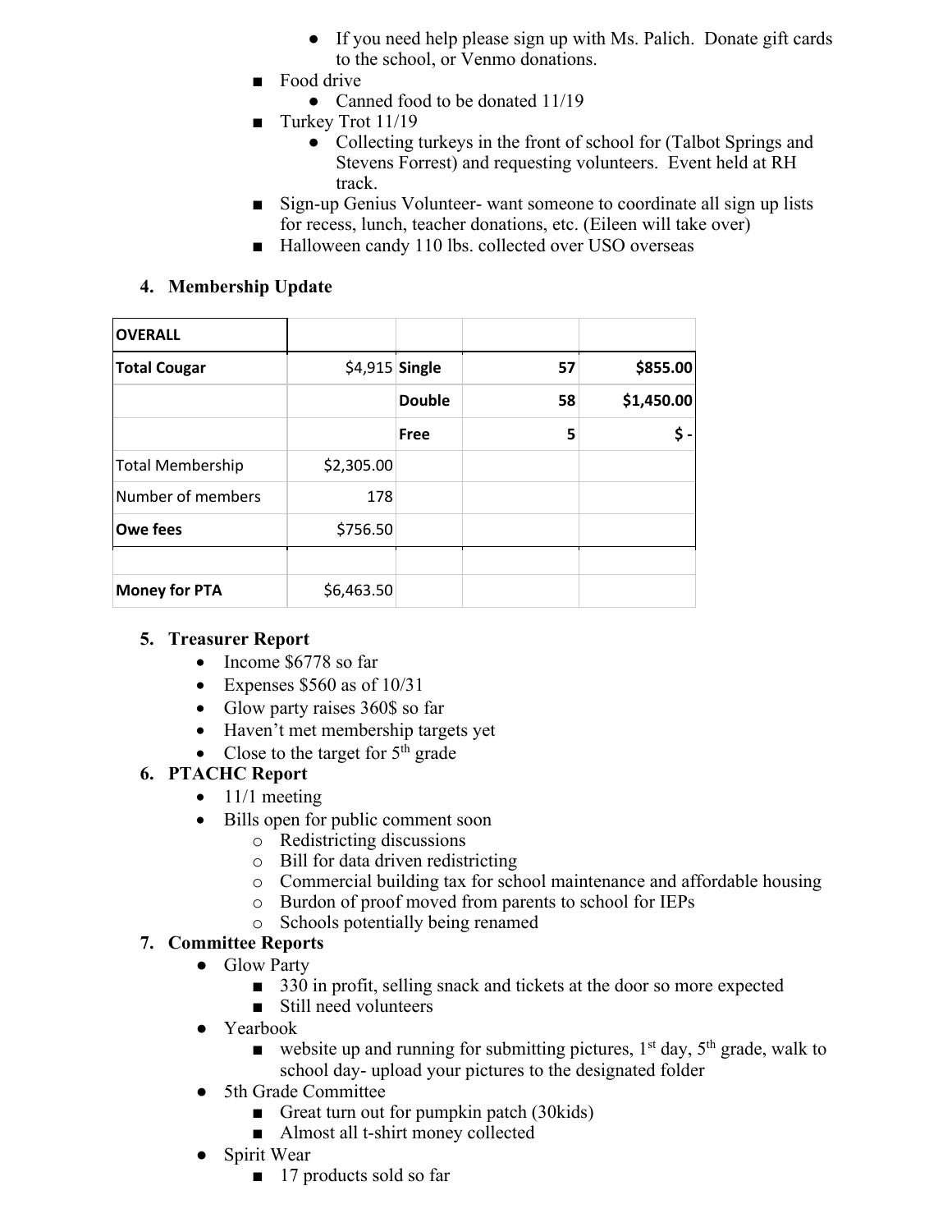- If you need help please sign up with Ms. Palich. Donate gift cards to the school, or Venmo donations.
- Food drive
  - Canned food to be donated 11/19
- Turkey Trot 11/19
  - Collecting turkeys in the front of school for (Talbot Springs and Stevens Forrest) and requesting volunteers. Event held at RH track.
- Sign-up Genius Volunteer- want someone to coordinate all sign up lists for recess, lunch, teacher donations, etc. (Eileen will take over)
- Halloween candy 110 lbs. collected over USO overseas

4. **Membership Update**

| **OVERALL** | | | | |
|---|---|---|---|---|
| **Total Cougar** | $4,915 | **Single** | **57** | **$855.00** |
| | | **Double** | **58** | **$1,450.00** |
| | | **Free** | **5** | **$ -** |
| Total Membership | $2,305.00 | | | |
| Number of members | 178 | | | |
| **Owe fees** | $756.50 | | | |
| | | | | |
| **Money for PTA** | $6,463.50 | | | |

5. **Treasurer Report**
   - Income $6778 so far
   - Expenses $560 as of 10/31
   - Glow party raises 360$ so far
   - Haven't met membership targets yet
   - Close to the target for 5th grade
6. **PTACHC Report**
   - 11/1 meeting
   - Bills open for public comment soon
     - Redistricting discussions
     - Bill for data driven redistricting
     - Commercial building tax for school maintenance and affordable housing
     - Burdon of proof moved from parents to school for IEPs
     - Schools potentially being renamed
7. **Committee Reports**
   - Glow Party
     - 330 in profit, selling snack and tickets at the door so more expected
     - Still need volunteers
   - Yearbook
     - website up and running for submitting pictures, 1st day, 5th grade, walk to school day- upload your pictures to the designated folder
   - 5th Grade Committee
     - Great turn out for pumpkin patch (30kids)
     - Almost all t-shirt money collected
   - Spirit Wear
     - 17 products sold so far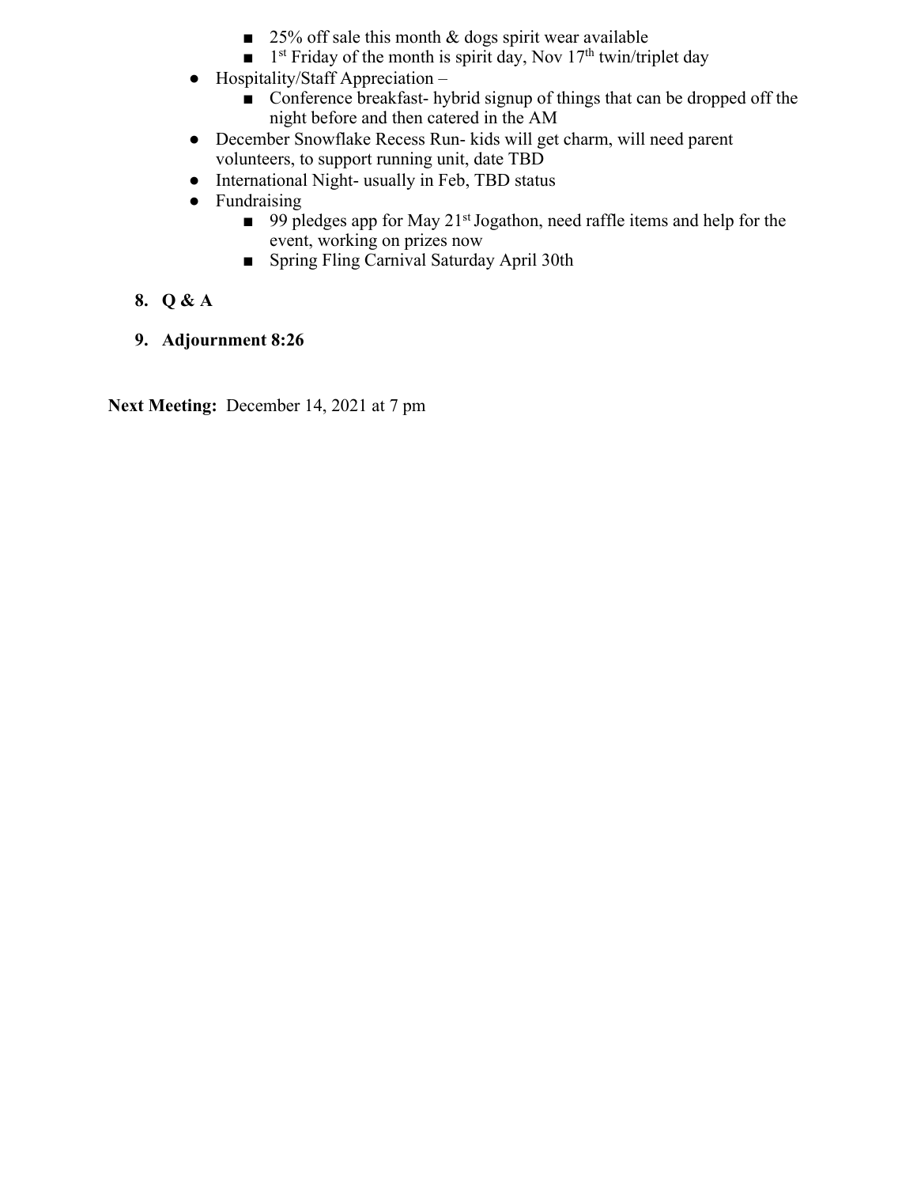- 25% off sale this month & dogs spirit wear available
    - 1st Friday of the month is spirit day, Nov 17th twin/triplet day
- Hospitality/Staff Appreciation –
    - Conference breakfast- hybrid signup of things that can be dropped off the night before and then catered in the AM
- December Snowflake Recess Run- kids will get charm, will need parent volunteers, to support running unit, date TBD
- International Night- usually in Feb, TBD status
- Fundraising
    - 99 pledges app for May 21st Jogathon, need raffle items and help for the event, working on prizes now
    - Spring Fling Carnival Saturday April 30th

**8. Q & A**

**9. Adjournment 8:26**

**Next Meeting:** December 14, 2021 at 7 pm